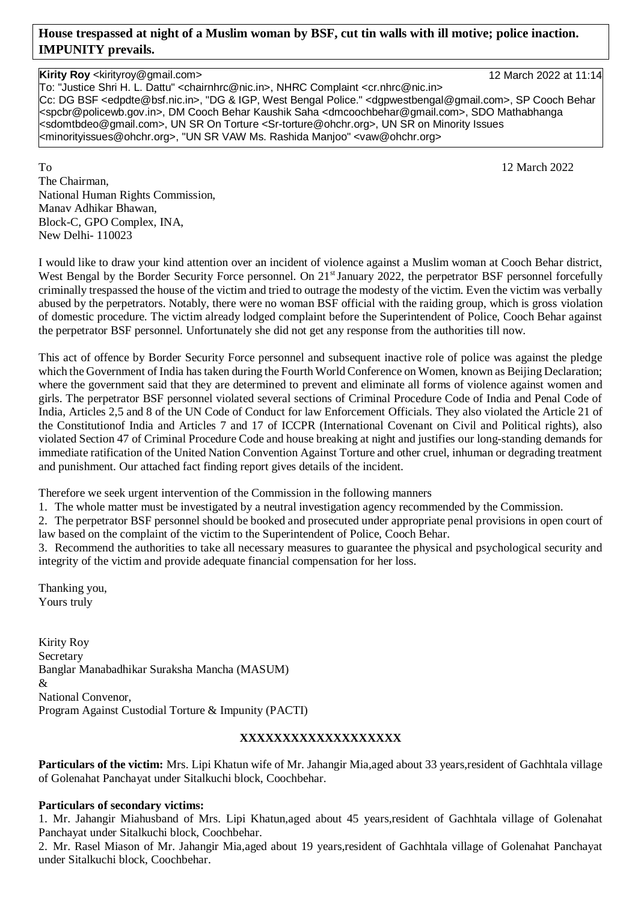**House trespassed at night of a Muslim woman by BSF, cut tin walls with ill motive; police inaction. IMPUNITY prevails.**

**Kirity Roy** <kirityroy@gmail.com> 12 March 2022 at 11:14
To: "Justice Shri H. L. Dattu" <chairnhrc@nic.in>, NHRC Complaint <cr.nhrc@nic.in>
Cc: DG BSF <edpdte@bsf.nic.in>, "DG & IGP, West Bengal Police." <dgpwestbengal@gmail.com>, SP Cooch Behar <spcbr@policewb.gov.in>, DM Cooch Behar Kaushik Saha <dmcoochbehar@gmail.com>, SDO Mathabhanga <sdomtbdeo@gmail.com>, UN SR On Torture <Sr-torture@ohchr.org>, UN SR on Minority Issues <minorityissues@ohchr.org>, "UN SR VAW Ms. Rashida Manjoo" <vaw@ohchr.org>

To 12 March 2022

The Chairman,
National Human Rights Commission,
Manav Adhikar Bhawan,
Block-C, GPO Complex, INA,
New Delhi- 110023

I would like to draw your kind attention over an incident of violence against a Muslim woman at Cooch Behar district, West Bengal by the Border Security Force personnel. On 21st January 2022, the perpetrator BSF personnel forcefully criminally trespassed the house of the victim and tried to outrage the modesty of the victim. Even the victim was verbally abused by the perpetrators. Notably, there were no woman BSF official with the raiding group, which is gross violation of domestic procedure. The victim already lodged complaint before the Superintendent of Police, Cooch Behar against the perpetrator BSF personnel. Unfortunately she did not get any response from the authorities till now.

This act of offence by Border Security Force personnel and subsequent inactive role of police was against the pledge which the Government of India has taken during the Fourth World Conference on Women, known as Beijing Declaration; where the government said that they are determined to prevent and eliminate all forms of violence against women and girls. The perpetrator BSF personnel violated several sections of Criminal Procedure Code of India and Penal Code of India, Articles 2,5 and 8 of the UN Code of Conduct for law Enforcement Officials. They also violated the Article 21 of the Constitutionof India and Articles 7 and 17 of ICCPR (International Covenant on Civil and Political rights), also violated Section 47 of Criminal Procedure Code and house breaking at night and justifies our long-standing demands for immediate ratification of the United Nation Convention Against Torture and other cruel, inhuman or degrading treatment and punishment. Our attached fact finding report gives details of the incident.

Therefore we seek urgent intervention of the Commission in the following manners

1. The whole matter must be investigated by a neutral investigation agency recommended by the Commission.
2. The perpetrator BSF personnel should be booked and prosecuted under appropriate penal provisions in open court of law based on the complaint of the victim to the Superintendent of Police, Cooch Behar.
3. Recommend the authorities to take all necessary measures to guarantee the physical and psychological security and integrity of the victim and provide adequate financial compensation for her loss.

Thanking you,
Yours truly

Kirity Roy
Secretary
Banglar Manabadhikar Suraksha Mancha (MASUM)
&
National Convenor,
Program Against Custodial Torture & Impunity (PACTI)

**XXXXXXXXXXXXXXXXXXX**

**Particulars of the victim:** Mrs. Lipi Khatun wife of Mr. Jahangir Mia,aged about 33 years,resident of Gachhtala village of Golenahat Panchayat under Sitalkuchi block, Coochbehar.

**Particulars of secondary victims:**

1. Mr. Jahangir Miahusband of Mrs. Lipi Khatun,aged about 45 years,resident of Gachhtala village of Golenahat Panchayat under Sitalkuchi block, Coochbehar.
2. Mr. Rasel Miason of Mr. Jahangir Mia,aged about 19 years,resident of Gachhtala village of Golenahat Panchayat under Sitalkuchi block, Coochbehar.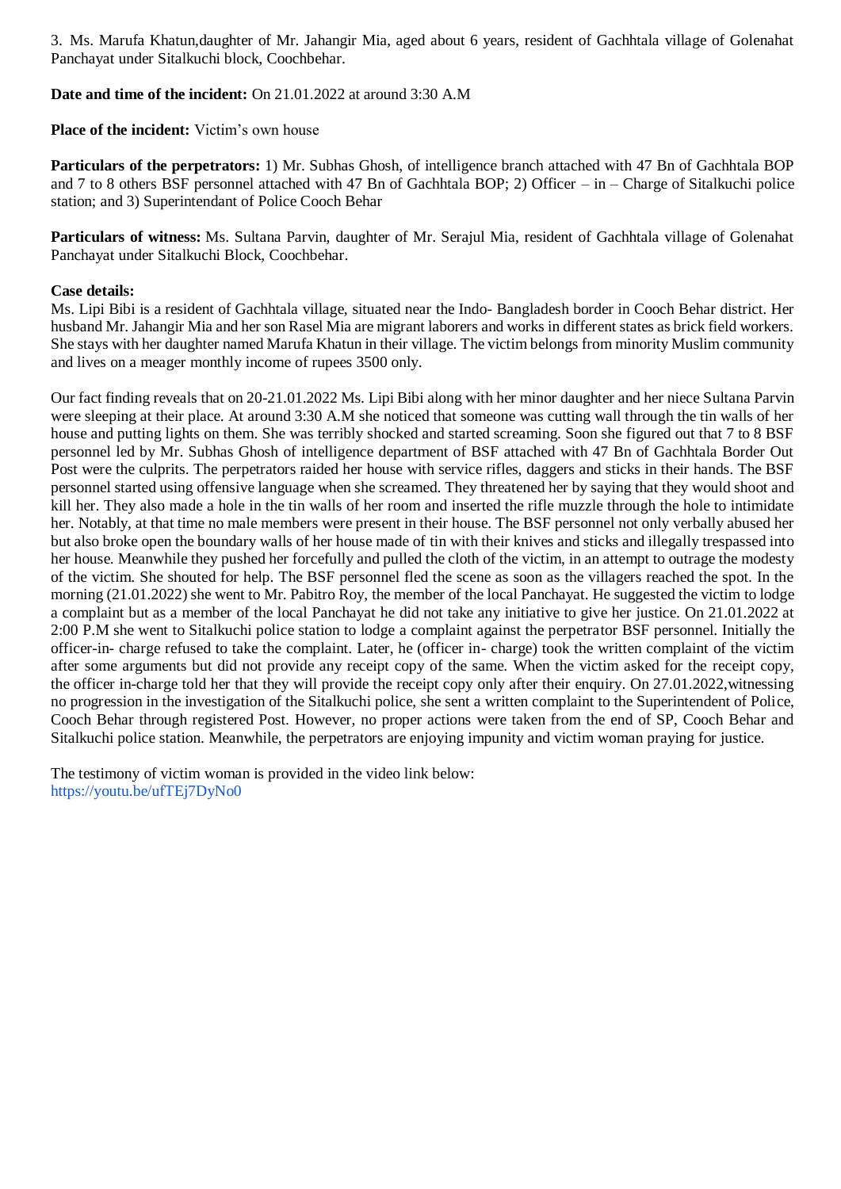3. Ms. Marufa Khatun,daughter of Mr. Jahangir Mia, aged about 6 years, resident of Gachhtala village of Golenahat Panchayat under Sitalkuchi block, Coochbehar.

**Date and time of the incident:** On 21.01.2022 at around 3:30 A.M

**Place of the incident:** Victim's own house

**Particulars of the perpetrators:** 1) Mr. Subhas Ghosh, of intelligence branch attached with 47 Bn of Gachhtala BOP and 7 to 8 others BSF personnel attached with 47 Bn of Gachhtala BOP; 2) Officer – in – Charge of Sitalkuchi police station; and 3) Superintendant of Police Cooch Behar

**Particulars of witness:** Ms. Sultana Parvin, daughter of Mr. Serajul Mia, resident of Gachhtala village of Golenahat Panchayat under Sitalkuchi Block, Coochbehar.

**Case details:**

Ms. Lipi Bibi is a resident of Gachhtala village, situated near the Indo- Bangladesh border in Cooch Behar district. Her husband Mr. Jahangir Mia and her son Rasel Mia are migrant laborers and works in different states as brick field workers. She stays with her daughter named Marufa Khatun in their village. The victim belongs from minority Muslim community and lives on a meager monthly income of rupees 3500 only.

Our fact finding reveals that on 20-21.01.2022 Ms. Lipi Bibi along with her minor daughter and her niece Sultana Parvin were sleeping at their place. At around 3:30 A.M she noticed that someone was cutting wall through the tin walls of her house and putting lights on them. She was terribly shocked and started screaming. Soon she figured out that 7 to 8 BSF personnel led by Mr. Subhas Ghosh of intelligence department of BSF attached with 47 Bn of Gachhtala Border Out Post were the culprits. The perpetrators raided her house with service rifles, daggers and sticks in their hands. The BSF personnel started using offensive language when she screamed. They threatened her by saying that they would shoot and kill her. They also made a hole in the tin walls of her room and inserted the rifle muzzle through the hole to intimidate her. Notably, at that time no male members were present in their house. The BSF personnel not only verbally abused her but also broke open the boundary walls of her house made of tin with their knives and sticks and illegally trespassed into her house. Meanwhile they pushed her forcefully and pulled the cloth of the victim, in an attempt to outrage the modesty of the victim. She shouted for help. The BSF personnel fled the scene as soon as the villagers reached the spot. In the morning (21.01.2022) she went to Mr. Pabitro Roy, the member of the local Panchayat. He suggested the victim to lodge a complaint but as a member of the local Panchayat he did not take any initiative to give her justice. On 21.01.2022 at 2:00 P.M she went to Sitalkuchi police station to lodge a complaint against the perpetrator BSF personnel. Initially the officer-in- charge refused to take the complaint. Later, he (officer in- charge) took the written complaint of the victim after some arguments but did not provide any receipt copy of the same. When the victim asked for the receipt copy, the officer in-charge told her that they will provide the receipt copy only after their enquiry. On 27.01.2022,witnessing no progression in the investigation of the Sitalkuchi police, she sent a written complaint to the Superintendent of Police, Cooch Behar through registered Post. However, no proper actions were taken from the end of SP, Cooch Behar and Sitalkuchi police station. Meanwhile, the perpetrators are enjoying impunity and victim woman praying for justice.

The testimony of victim woman is provided in the video link below:
https://youtu.be/ufTEj7DyNo0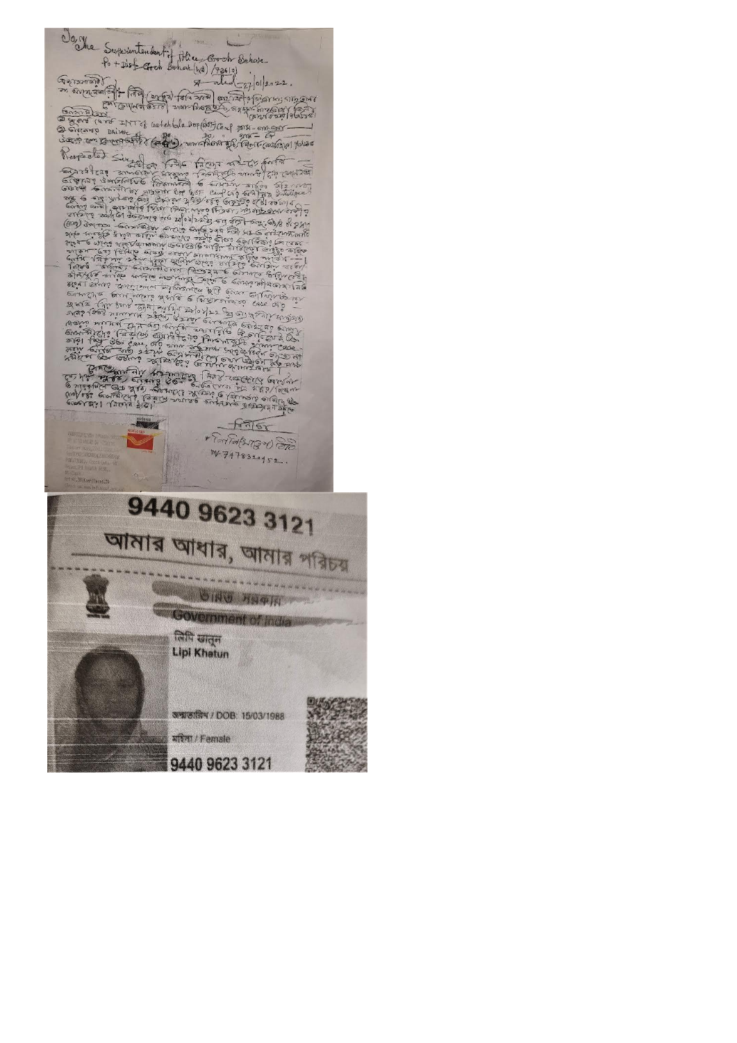To,
The Superintendent of Police, Cooch Behar
Po + Dist Cooch Behar (WB) / 736101

Dated – 27/01/2022.

Respected Sir,

Ph-7478320952.

9440 9623 3121

আমার আধার, আমার পরিচয়

ভারত সরকার

Government of India

লিপি খাতুন

Lipi Khatun

জন্মতারিখ / DOB: 15/03/1988

মহিলা / Female

9440 9623 3121